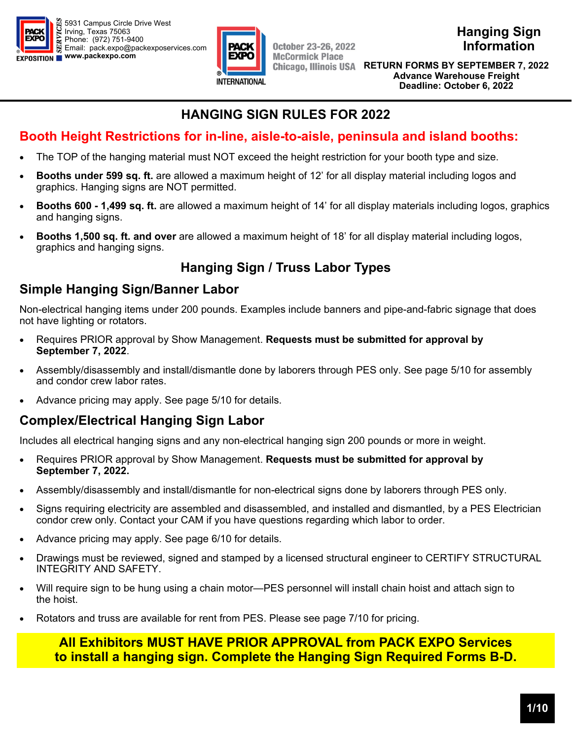PACK EXPO SERVICES
5931 Campus Circle Drive West
Irving, Texas 75063
Phone: (972) 751-9400
Email: pack.expo@packexposervices.com
**www.packexpo.com**

PACK EXPO INTERNATIONAL
October 23-26, 2022
McCormick Place
Chicago, Illinois USA

# Hanging Sign Information

**RETURN FORMS BY SEPTEMBER 7, 2022**
**Advance Warehouse Freight Deadline: October 6, 2022**

## HANGING SIGN RULES FOR 2022

### Booth Height Restrictions for in-line, aisle-to-aisle, peninsula and island booths:

- The TOP of the hanging material must NOT exceed the height restriction for your booth type and size.
- **Booths under 599 sq. ft.** are allowed a maximum height of 12' for all display material including logos and graphics. Hanging signs are NOT permitted.
- **Booths 600 - 1,499 sq. ft.** are allowed a maximum height of 14' for all display materials including logos, graphics and hanging signs.
- **Booths 1,500 sq. ft. and over** are allowed a maximum height of 18' for all display material including logos, graphics and hanging signs.

## Hanging Sign / Truss Labor Types

### Simple Hanging Sign/Banner Labor

Non-electrical hanging items under 200 pounds. Examples include banners and pipe-and-fabric signage that does not have lighting or rotators.

- Requires PRIOR approval by Show Management. **Requests must be submitted for approval by September 7, 2022**.
- Assembly/disassembly and install/dismantle done by laborers through PES only. See page 5/10 for assembly and condor crew labor rates.
- Advance pricing may apply. See page 5/10 for details.

### Complex/Electrical Hanging Sign Labor

Includes all electrical hanging signs and any non-electrical hanging sign 200 pounds or more in weight.

- Requires PRIOR approval by Show Management. **Requests must be submitted for approval by September 7, 2022.**
- Assembly/disassembly and install/dismantle for non-electrical signs done by laborers through PES only.
- Signs requiring electricity are assembled and disassembled, and installed and dismantled, by a PES Electrician condor crew only. Contact your CAM if you have questions regarding which labor to order.
- Advance pricing may apply. See page 6/10 for details.
- Drawings must be reviewed, signed and stamped by a licensed structural engineer to CERTIFY STRUCTURAL INTEGRITY AND SAFETY.
- Will require sign to be hung using a chain motor—PES personnel will install chain hoist and attach sign to the hoist.
- Rotators and truss are available for rent from PES. Please see page 7/10 for pricing.

**All Exhibitors MUST HAVE PRIOR APPROVAL from PACK EXPO Services to install a hanging sign. Complete the Hanging Sign Required Forms B-D.**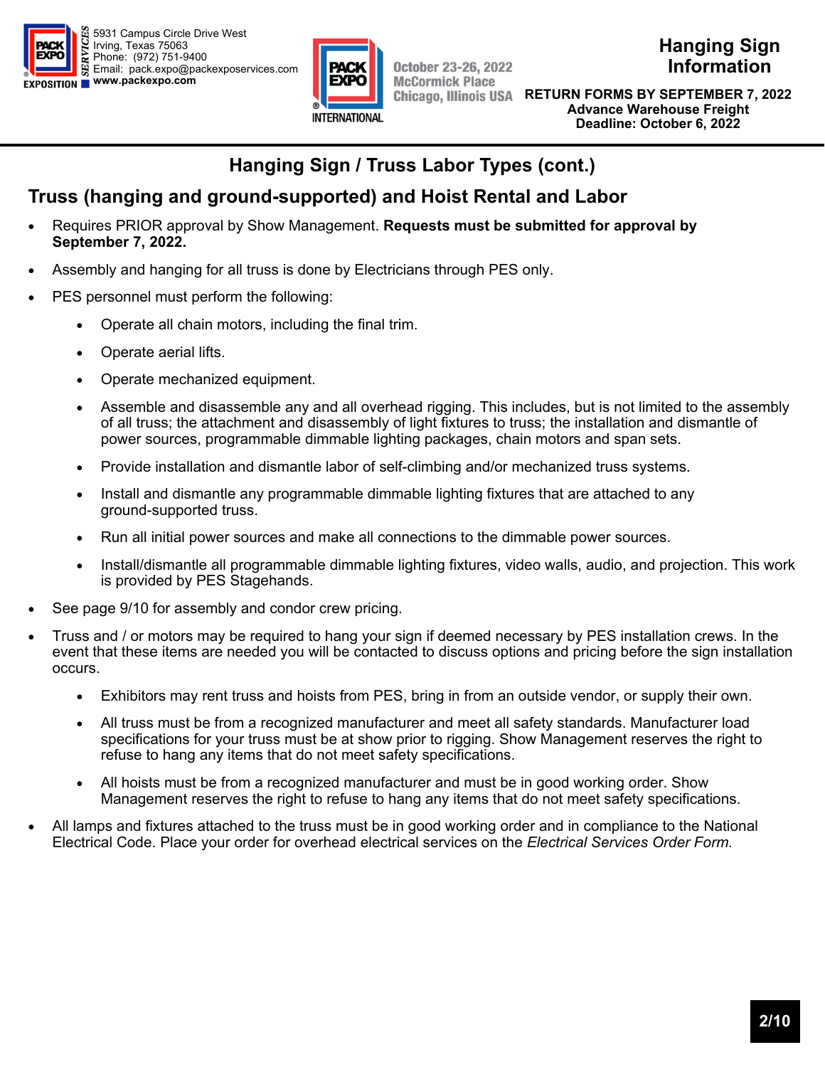## Hanging Sign / Truss Labor Types (cont.)

### Truss (hanging and ground-supported) and Hoist Rental and Labor

- Requires PRIOR approval by Show Management. **Requests must be submitted for approval by September 7, 2022.**
- Assembly and hanging for all truss is done by Electricians through PES only.
- PES personnel must perform the following:
    - Operate all chain motors, including the final trim.
    - Operate aerial lifts.
    - Operate mechanized equipment.
    - Assemble and disassemble any and all overhead rigging. This includes, but is not limited to the assembly of all truss; the attachment and disassembly of light fixtures to truss; the installation and dismantle of power sources, programmable dimmable lighting packages, chain motors and span sets.
    - Provide installation and dismantle labor of self-climbing and/or mechanized truss systems.
    - Install and dismantle any programmable dimmable lighting fixtures that are attached to any ground-supported truss.
    - Run all initial power sources and make all connections to the dimmable power sources.
    - Install/dismantle all programmable dimmable lighting fixtures, video walls, audio, and projection. This work is provided by PES Stagehands.
- See page 9/10 for assembly and condor crew pricing.
- Truss and / or motors may be required to hang your sign if deemed necessary by PES installation crews. In the event that these items are needed you will be contacted to discuss options and pricing before the sign installation occurs.
    - Exhibitors may rent truss and hoists from PES, bring in from an outside vendor, or supply their own.
    - All truss must be from a recognized manufacturer and meet all safety standards. Manufacturer load specifications for your truss must be at show prior to rigging. Show Management reserves the right to refuse to hang any items that do not meet safety specifications.
    - All hoists must be from a recognized manufacturer and must be in good working order. Show Management reserves the right to refuse to hang any items that do not meet safety specifications.
- All lamps and fixtures attached to the truss must be in good working order and in compliance to the National Electrical Code. Place your order for overhead electrical services on the *Electrical Services Order Form.*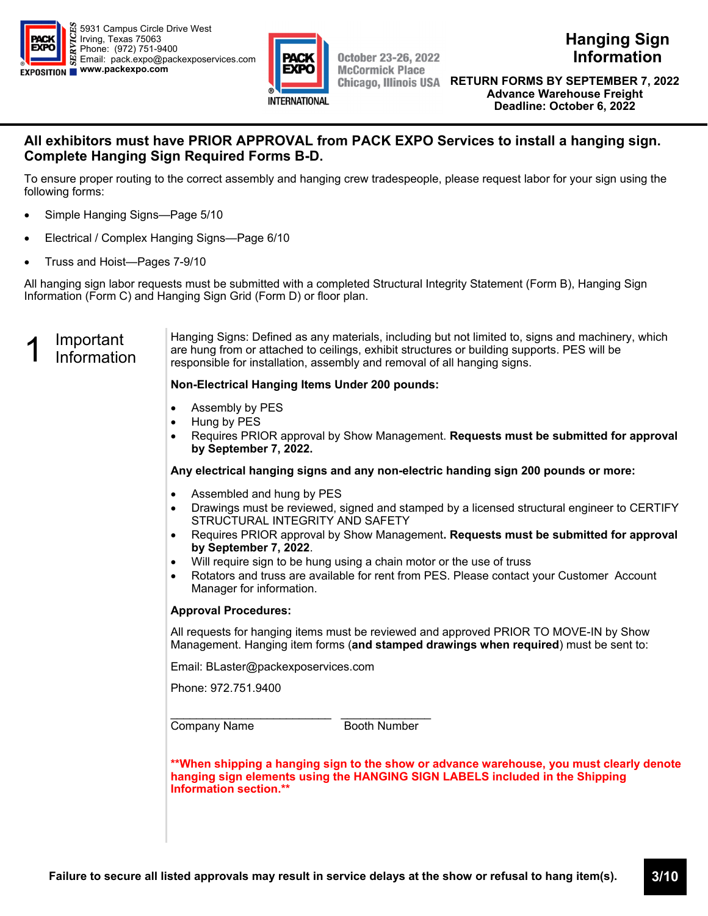5931 Campus Circle Drive West
Irving, Texas 75063
Phone: (972) 751-9400
Email: pack.expo@packexposervices.com
www.packexpo.com

October 23-26, 2022
McCormick Place
Chicago, Illinois USA

# Hanging Sign Information

**RETURN FORMS BY SEPTEMBER 7, 2022**
**Advance Warehouse Freight Deadline: October 6, 2022**

## All exhibitors must have PRIOR APPROVAL from PACK EXPO Services to install a hanging sign. Complete Hanging Sign Required Forms B-D.

To ensure proper routing to the correct assembly and hanging crew tradespeople, please request labor for your sign using the following forms:

- Simple Hanging Signs—Page 5/10
- Electrical / Complex Hanging Signs—Page 6/10
- Truss and Hoist—Pages 7-9/10

All hanging sign labor requests must be submitted with a completed Structural Integrity Statement (Form B), Hanging Sign Information (Form C) and Hanging Sign Grid (Form D) or floor plan.

## 1 Important Information

Hanging Signs: Defined as any materials, including but not limited to, signs and machinery, which are hung from or attached to ceilings, exhibit structures or building supports. PES will be responsible for installation, assembly and removal of all hanging signs.

**Non-Electrical Hanging Items Under 200 pounds:**

- Assembly by PES
- Hung by PES
- Requires PRIOR approval by Show Management. **Requests must be submitted for approval by September 7, 2022.**

**Any electrical hanging signs and any non-electric handing sign 200 pounds or more:**

- Assembled and hung by PES
- Drawings must be reviewed, signed and stamped by a licensed structural engineer to CERTIFY STRUCTURAL INTEGRITY AND SAFETY
- Requires PRIOR approval by Show Management**. Requests must be submitted for approval by September 7, 2022**.
- Will require sign to be hung using a chain motor or the use of truss
- Rotators and truss are available for rent from PES. Please contact your Customer Account Manager for information.

**Approval Procedures:**

All requests for hanging items must be reviewed and approved PRIOR TO MOVE-IN by Show Management. Hanging item forms (**and stamped drawings when required**) must be sent to:

Email: BLaster@packexposervices.com

Phone: 972.751.9400

___________________________ _______________
Company Name Booth Number

****When shipping a hanging sign to the show or advance warehouse, you must clearly denote hanging sign elements using the HANGING SIGN LABELS included in the Shipping Information section.****

**Failure to secure all listed approvals may result in service delays at the show or refusal to hang item(s).**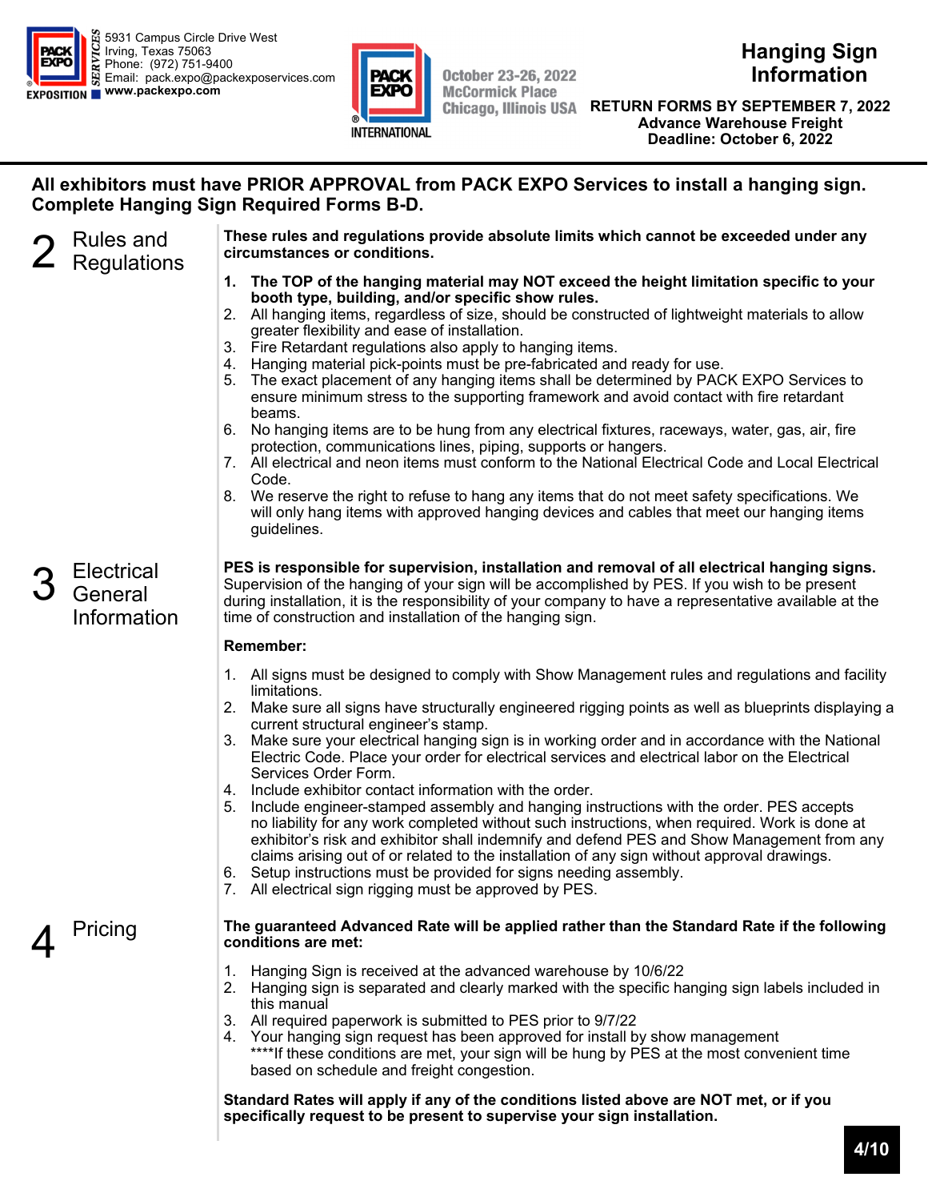PACK EXPO SERVICES
5931 Campus Circle Drive West
Irving, Texas 75063
Phone: (972) 751-9400
Email: pack.expo@packexposervices.com
www.packexpo.com

PACK EXPO INTERNATIONAL
October 23-26, 2022
McCormick Place
Chicago, Illinois USA

# Hanging Sign Information

**RETURN FORMS BY SEPTEMBER 7, 2022**
**Advance Warehouse Freight Deadline: October 6, 2022**

**All exhibitors must have PRIOR APPROVAL from PACK EXPO Services to install a hanging sign. Complete Hanging Sign Required Forms B-D.**

## 2 Rules and Regulations

**These rules and regulations provide absolute limits which cannot be exceeded under any circumstances or conditions.**

1. **The TOP of the hanging material may NOT exceed the height limitation specific to your booth type, building, and/or specific show rules.**
2. All hanging items, regardless of size, should be constructed of lightweight materials to allow greater flexibility and ease of installation.
3. Fire Retardant regulations also apply to hanging items.
4. Hanging material pick-points must be pre-fabricated and ready for use.
5. The exact placement of any hanging items shall be determined by PACK EXPO Services to ensure minimum stress to the supporting framework and avoid contact with fire retardant beams.
6. No hanging items are to be hung from any electrical fixtures, raceways, water, gas, air, fire protection, communications lines, piping, supports or hangers.
7. All electrical and neon items must conform to the National Electrical Code and Local Electrical Code.
8. We reserve the right to refuse to hang any items that do not meet safety specifications. We will only hang items with approved hanging devices and cables that meet our hanging items guidelines.

## 3 Electrical General Information

**PES is responsible for supervision, installation and removal of all electrical hanging signs.** Supervision of the hanging of your sign will be accomplished by PES. If you wish to be present during installation, it is the responsibility of your company to have a representative available at the time of construction and installation of the hanging sign.

**Remember:**

1. All signs must be designed to comply with Show Management rules and regulations and facility limitations.
2. Make sure all signs have structurally engineered rigging points as well as blueprints displaying a current structural engineer's stamp.
3. Make sure your electrical hanging sign is in working order and in accordance with the National Electric Code. Place your order for electrical services and electrical labor on the Electrical Services Order Form.
4. Include exhibitor contact information with the order.
5. Include engineer-stamped assembly and hanging instructions with the order. PES accepts no liability for any work completed without such instructions, when required. Work is done at exhibitor's risk and exhibitor shall indemnify and defend PES and Show Management from any claims arising out of or related to the installation of any sign without approval drawings.
6. Setup instructions must be provided for signs needing assembly.
7. All electrical sign rigging must be approved by PES.

## 4 Pricing

**The guaranteed Advanced Rate will be applied rather than the Standard Rate if the following conditions are met:**

1. Hanging Sign is received at the advanced warehouse by 10/6/22
2. Hanging sign is separated and clearly marked with the specific hanging sign labels included in this manual
3. All required paperwork is submitted to PES prior to 9/7/22
4. Your hanging sign request has been approved for install by show management
   ****If these conditions are met, your sign will be hung by PES at the most convenient time based on schedule and freight congestion.

**Standard Rates will apply if any of the conditions listed above are NOT met, or if you specifically request to be present to supervise your sign installation.**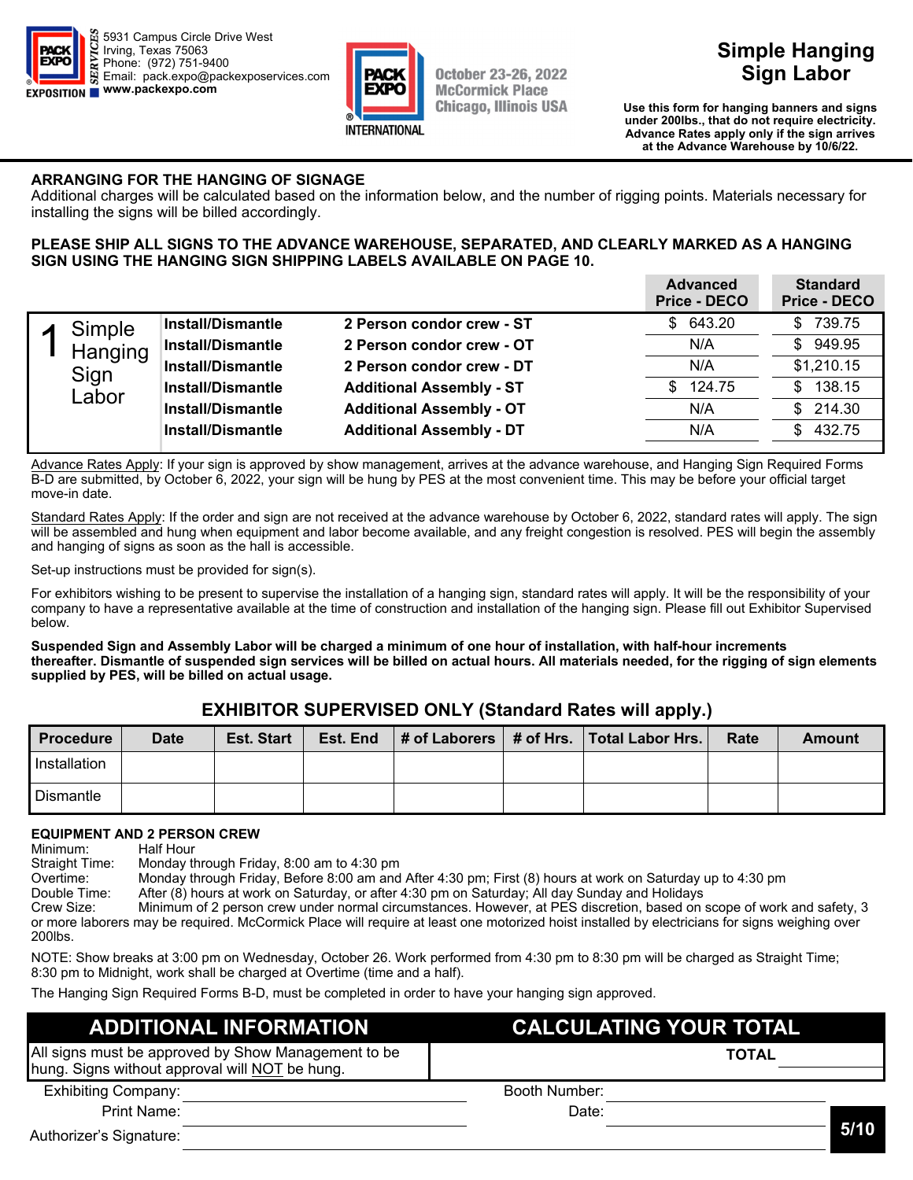5931 Campus Circle Drive West
Irving, Texas 75063
Phone: (972) 751-9400
Email: pack.expo@packexposervices.com
www.packexpo.com

October 23-26, 2022
McCormick Place
Chicago, Illinois USA

# Simple Hanging Sign Labor

**Use this form for hanging banners and signs under 200lbs., that do not require electricity. Advance Rates apply only if the sign arrives at the Advance Warehouse by 10/6/22.**

## ARRANGING FOR THE HANGING OF SIGNAGE

Additional charges will be calculated based on the information below, and the number of rigging points. Materials necessary for installing the signs will be billed accordingly.

**PLEASE SHIP ALL SIGNS TO THE ADVANCE WAREHOUSE, SEPARATED, AND CLEARLY MARKED AS A HANGING SIGN USING THE HANGING SIGN SHIPPING LABELS AVAILABLE ON PAGE 10.**

| | | | | Advanced Price - DECO | Standard Price - DECO |
|---|---|---|---|---|---|
| 1 | Simple Hanging Sign Labor | Install/Dismantle | 2 Person condor crew - ST | $ 643.20 | $ 739.75 |
| | | Install/Dismantle | 2 Person condor crew - OT | N/A | $ 949.95 |
| | | Install/Dismantle | 2 Person condor crew - DT | N/A | $1,210.15 |
| | | Install/Dismantle | Additional Assembly - ST | $ 124.75 | $ 138.15 |
| | | Install/Dismantle | Additional Assembly - OT | N/A | $ 214.30 |
| | | Install/Dismantle | Additional Assembly - DT | N/A | $ 432.75 |

Advance Rates Apply: If your sign is approved by show management, arrives at the advance warehouse, and Hanging Sign Required Forms B-D are submitted, by October 6, 2022, your sign will be hung by PES at the most convenient time. This may be before your official target move-in date.

Standard Rates Apply: If the order and sign are not received at the advance warehouse by October 6, 2022, standard rates will apply. The sign will be assembled and hung when equipment and labor become available, and any freight congestion is resolved. PES will begin the assembly and hanging of signs as soon as the hall is accessible.

Set-up instructions must be provided for sign(s).

For exhibitors wishing to be present to supervise the installation of a hanging sign, standard rates will apply. It will be the responsibility of your company to have a representative available at the time of construction and installation of the hanging sign. Please fill out Exhibitor Supervised below.

**Suspended Sign and Assembly Labor will be charged a minimum of one hour of installation, with half-hour increments thereafter. Dismantle of suspended sign services will be billed on actual hours. All materials needed, for the rigging of sign elements supplied by PES, will be billed on actual usage.**

## EXHIBITOR SUPERVISED ONLY (Standard Rates will apply.)

| Procedure | Date | Est. Start | Est. End | # of Laborers | # of Hrs. | Total Labor Hrs. | Rate | Amount |
|---|---|---|---|---|---|---|---|---|
| Installation | | | | | | | | |
| Dismantle | | | | | | | | |

**EQUIPMENT AND 2 PERSON CREW**

Minimum: Half Hour
Straight Time: Monday through Friday, 8:00 am to 4:30 pm
Overtime: Monday through Friday, Before 8:00 am and After 4:30 pm; First (8) hours at work on Saturday up to 4:30 pm
Double Time: After (8) hours at work on Saturday, or after 4:30 pm on Saturday; All day Sunday and Holidays
Crew Size: Minimum of 2 person crew under normal circumstances. However, at PES discretion, based on scope of work and safety, 3 or more laborers may be required. McCormick Place will require at least one motorized hoist installed by electricians for signs weighing over 200lbs.

NOTE: Show breaks at 3:00 pm on Wednesday, October 26. Work performed from 4:30 pm to 8:30 pm will be charged as Straight Time; 8:30 pm to Midnight, work shall be charged at Overtime (time and a half).

The Hanging Sign Required Forms B-D, must be completed in order to have your hanging sign approved.

| ADDITIONAL INFORMATION | CALCULATING YOUR TOTAL |
|---|---|
| All signs must be approved by Show Management to be hung. Signs without approval will NOT be hung. | **TOTAL** ______ |

Exhibiting Company: ______________________ Booth Number: ______________________

Print Name: ______________________ Date: ______________________

Authorizer's Signature: ______________________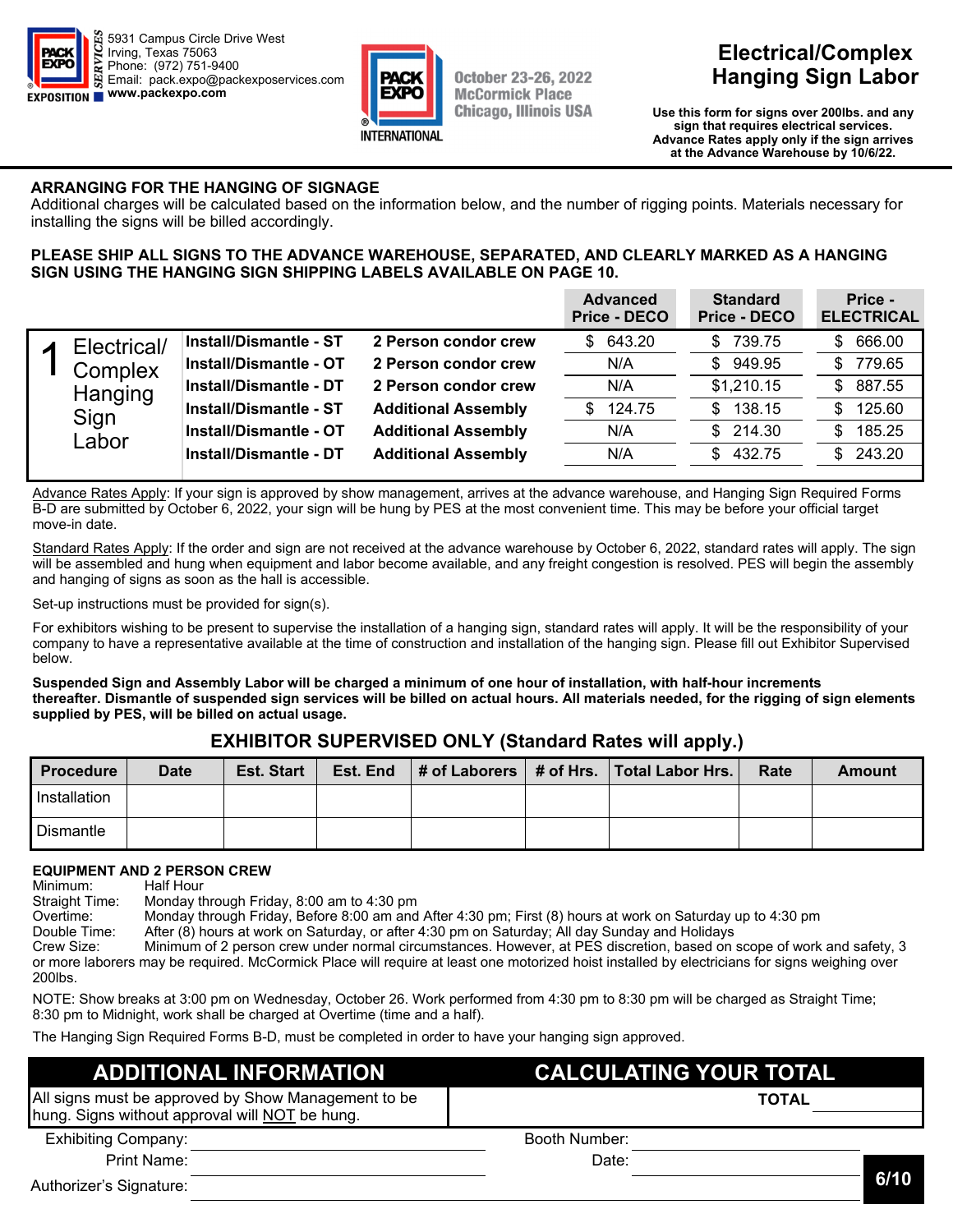5931 Campus Circle Drive West
Irving, Texas 75063
Phone: (972) 751-9400
Email: pack.expo@packexposervices.com
www.packexpo.com

October 23-26, 2022
McCormick Place
Chicago, Illinois USA

# Electrical/Complex Hanging Sign Labor

**Use this form for signs over 200lbs. and any sign that requires electrical services. Advance Rates apply only if the sign arrives at the Advance Warehouse by 10/6/22.**

## ARRANGING FOR THE HANGING OF SIGNAGE

Additional charges will be calculated based on the information below, and the number of rigging points. Materials necessary for installing the signs will be billed accordingly.

**PLEASE SHIP ALL SIGNS TO THE ADVANCE WAREHOUSE, SEPARATED, AND CLEARLY MARKED AS A HANGING SIGN USING THE HANGING SIGN SHIPPING LABELS AVAILABLE ON PAGE 10.**

| | | | Advanced Price - DECO | Standard Price - DECO | Price - ELECTRICAL |
|---|---|---|---|---|---|
| 1 Electrical/ Complex Hanging Sign Labor | Install/Dismantle - ST | 2 Person condor crew | $ 643.20 | $ 739.75 | $ 666.00 |
| | Install/Dismantle - OT | 2 Person condor crew | N/A | $ 949.95 | $ 779.65 |
| | Install/Dismantle - DT | 2 Person condor crew | N/A | $1,210.15 | $ 887.55 |
| | Install/Dismantle - ST | Additional Assembly | $ 124.75 | $ 138.15 | $ 125.60 |
| | Install/Dismantle - OT | Additional Assembly | N/A | $ 214.30 | $ 185.25 |
| | Install/Dismantle - DT | Additional Assembly | N/A | $ 432.75 | $ 243.20 |

Advance Rates Apply: If your sign is approved by show management, arrives at the advance warehouse, and Hanging Sign Required Forms B-D are submitted by October 6, 2022, your sign will be hung by PES at the most convenient time. This may be before your official target move-in date.

Standard Rates Apply: If the order and sign are not received at the advance warehouse by October 6, 2022, standard rates will apply. The sign will be assembled and hung when equipment and labor become available, and any freight congestion is resolved. PES will begin the assembly and hanging of signs as soon as the hall is accessible.

Set-up instructions must be provided for sign(s).

For exhibitors wishing to be present to supervise the installation of a hanging sign, standard rates will apply. It will be the responsibility of your company to have a representative available at the time of construction and installation of the hanging sign. Please fill out Exhibitor Supervised below.

**Suspended Sign and Assembly Labor will be charged a minimum of one hour of installation, with half-hour increments thereafter. Dismantle of suspended sign services will be billed on actual hours. All materials needed, for the rigging of sign elements supplied by PES, will be billed on actual usage.**

## EXHIBITOR SUPERVISED ONLY (Standard Rates will apply.)

| Procedure | Date | Est. Start | Est. End | # of Laborers | # of Hrs. | Total Labor Hrs. | Rate | Amount |
|---|---|---|---|---|---|---|---|---|
| Installation | | | | | | | | |
| Dismantle | | | | | | | | |

**EQUIPMENT AND 2 PERSON CREW**

Minimum: Half Hour
Straight Time: Monday through Friday, 8:00 am to 4:30 pm
Overtime: Monday through Friday, Before 8:00 am and After 4:30 pm; First (8) hours at work on Saturday up to 4:30 pm
Double Time: After (8) hours at work on Saturday, or after 4:30 pm on Saturday; All day Sunday and Holidays
Crew Size: Minimum of 2 person crew under normal circumstances. However, at PES discretion, based on scope of work and safety, 3 or more laborers may be required. McCormick Place will require at least one motorized hoist installed by electricians for signs weighing over 200lbs.

NOTE: Show breaks at 3:00 pm on Wednesday, October 26. Work performed from 4:30 pm to 8:30 pm will be charged as Straight Time; 8:30 pm to Midnight, work shall be charged at Overtime (time and a half).

The Hanging Sign Required Forms B-D, must be completed in order to have your hanging sign approved.

| ADDITIONAL INFORMATION | CALCULATING YOUR TOTAL |
|---|---|
| All signs must be approved by Show Management to be hung. Signs without approval will NOT be hung. | **TOTAL** ______ |

Exhibiting Company: ______________________ Booth Number: ______________________

Print Name: ______________________ Date: ______________________

Authorizer's Signature: ______________________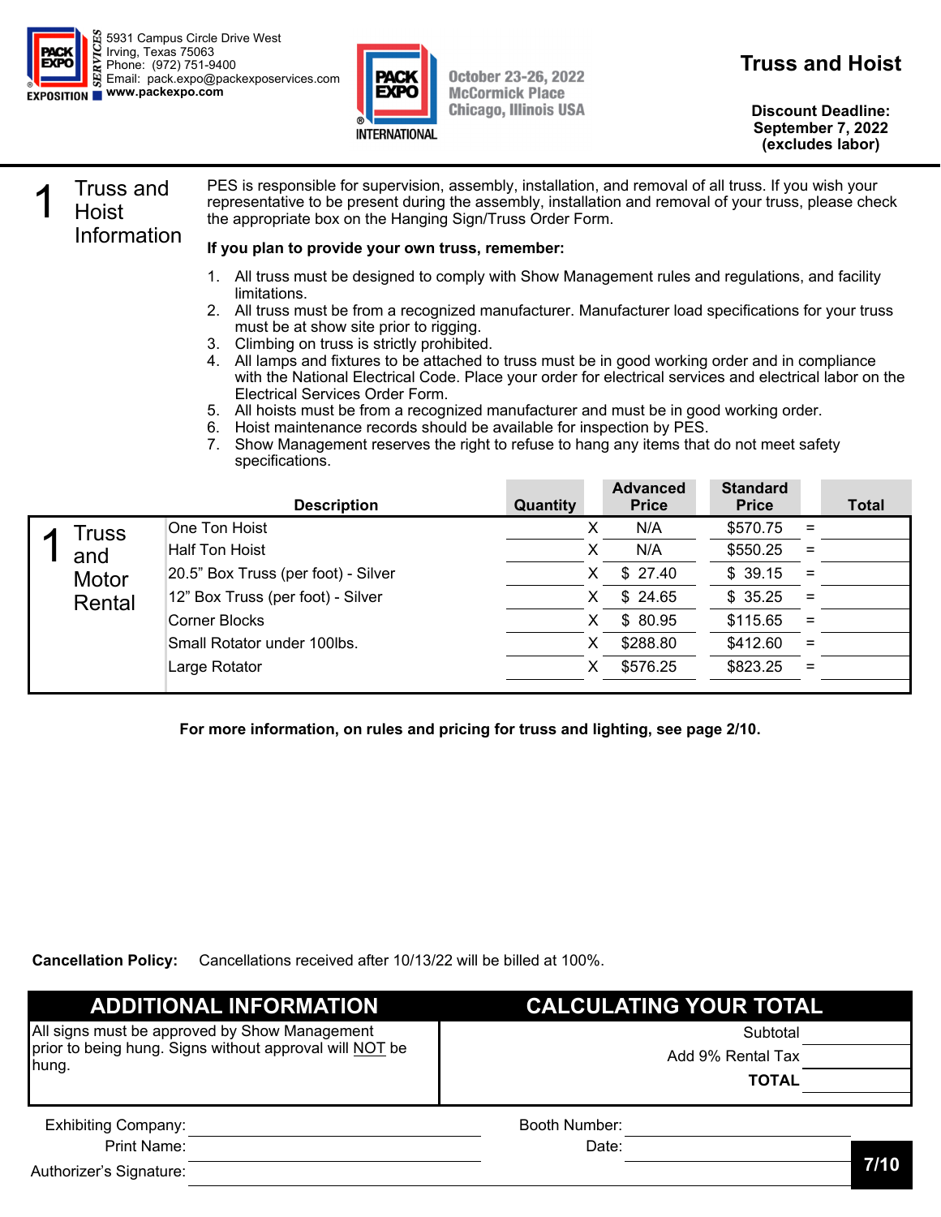5931 Campus Circle Drive West
Irving, Texas 75063
Phone: (972) 751-9400
Email: pack.expo@packexposervices.com
www.packexpo.com

October 23-26, 2022
McCormick Place
Chicago, Illinois USA

# Truss and Hoist

**Discount Deadline:**
**September 7, 2022**
**(excludes labor)**

## 1 Truss and Hoist Information

PES is responsible for supervision, assembly, installation, and removal of all truss. If you wish your representative to be present during the assembly, installation and removal of your truss, please check the appropriate box on the Hanging Sign/Truss Order Form.

**If you plan to provide your own truss, remember:**

1. All truss must be designed to comply with Show Management rules and regulations, and facility limitations.
2. All truss must be from a recognized manufacturer. Manufacturer load specifications for your truss must be at show site prior to rigging.
3. Climbing on truss is strictly prohibited.
4. All lamps and fixtures to be attached to truss must be in good working order and in compliance with the National Electrical Code. Place your order for electrical services and electrical labor on the Electrical Services Order Form.
5. All hoists must be from a recognized manufacturer and must be in good working order.
6. Hoist maintenance records should be available for inspection by PES.
7. Show Management reserves the right to refuse to hang any items that do not meet safety specifications.

## 1 Truss and Motor Rental

| Description | Quantity | | Advanced Price | Standard Price | | Total |
|---|---|---|---|---|---|---|
| One Ton Hoist | | X | N/A | $570.75 | = | |
| Half Ton Hoist | | X | N/A | $550.25 | = | |
| 20.5" Box Truss (per foot) - Silver | | X | $ 27.40 | $ 39.15 | = | |
| 12" Box Truss (per foot) - Silver | | X | $ 24.65 | $ 35.25 | = | |
| Corner Blocks | | X | $ 80.95 | $115.65 | = | |
| Small Rotator under 100lbs. | | X | $288.80 | $412.60 | = | |
| Large Rotator | | X | $576.25 | $823.25 | = | |

**For more information, on rules and pricing for truss and lighting, see page 2/10.**

**Cancellation Policy:** Cancellations received after 10/13/22 will be billed at 100%.

| ADDITIONAL INFORMATION | CALCULATING YOUR TOTAL | |
|---|---|---|
| All signs must be approved by Show Management prior to being hung. Signs without approval will NOT be hung. | Subtotal | |
| | Add 9% Rental Tax | |
| | **TOTAL** | |

Exhibiting Company: ____________________ Booth Number: ____________________

Print Name: ____________________ Date: ____________________

Authorizer's Signature: ____________________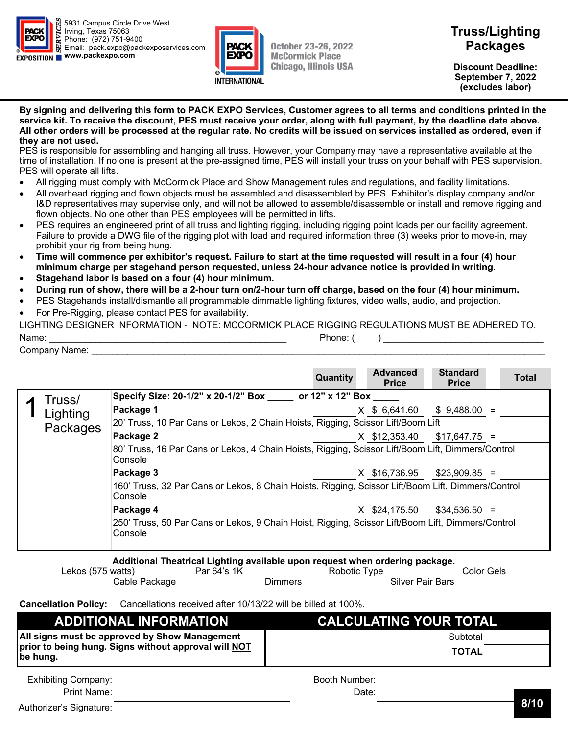PACK EXPO SERVICES EXPOSITION
5931 Campus Circle Drive West
Irving, Texas 75063
Phone: (972) 751-9400
Email: pack.expo@packexposervices.com
www.packexpo.com

PACK EXPO INTERNATIONAL
October 23-26, 2022
McCormick Place
Chicago, Illinois USA

# Truss/Lighting Packages

**Discount Deadline:**
**September 7, 2022**
**(excludes labor)**

**By signing and delivering this form to PACK EXPO Services, Customer agrees to all terms and conditions printed in the service kit. To receive the discount, PES must receive your order, along with full payment, by the deadline date above. All other orders will be processed at the regular rate. No credits will be issued on services installed as ordered, even if they are not used.**

PES is responsible for assembling and hanging all truss. However, your Company may have a representative available at the time of installation. If no one is present at the pre-assigned time, PES will install your truss on your behalf with PES supervision. PES will operate all lifts.

- All rigging must comply with McCormick Place and Show Management rules and regulations, and facility limitations.
- All overhead rigging and flown objects must be assembled and disassembled by PES. Exhibitor's display company and/or I&D representatives may supervise only, and will not be allowed to assemble/disassemble or install and remove rigging and flown objects. No one other than PES employees will be permitted in lifts.
- PES requires an engineered print of all truss and lighting rigging, including rigging point loads per our facility agreement. Failure to provide a DWG file of the rigging plot with load and required information three (3) weeks prior to move-in, may prohibit your rig from being hung.
- **Time will commence per exhibitor's request. Failure to start at the time requested will result in a four (4) hour minimum charge per stagehand person requested, unless 24-hour advance notice is provided in writing.**
- **Stagehand labor is based on a four (4) hour minimum.**
- **During run of show, there will be a 2-hour turn on/2-hour turn off charge, based on the four (4) hour minimum.**
- PES Stagehands install/dismantle all programmable dimmable lighting fixtures, video walls, audio, and projection.
- For Pre-Rigging, please contact PES for availability.

LIGHTING DESIGNER INFORMATION - NOTE: MCCORMICK PLACE RIGGING REGULATIONS MUST BE ADHERED TO.

Name: ______________________ Phone: ( ) ______________________

Company Name: ______________________________________________

| | | Quantity | Advanced Price | Standard Price | Total |
|---|---|---|---|---|---|
| 1 Truss/ Lighting Packages | **Specify Size: 20-1/2" x 20-1/2" Box _____ or 12" x 12" Box _____** | | | | |
| | **Package 1** | ______ X | $ 6,641.60 | $ 9,488.00 | = ______ |
| | 20' Truss, 10 Par Cans or Lekos, 2 Chain Hoists, Rigging, Scissor Lift/Boom Lift | | | | |
| | **Package 2** | ______ X | $12,353.40 | $17,647.75 | = ______ |
| | 80' Truss, 16 Par Cans or Lekos, 4 Chain Hoists, Rigging, Scissor Lift/Boom Lift, Dimmers/Control Console | | | | |
| | **Package 3** | ______ X | $16,736.95 | $23,909.85 | = ______ |
| | 160' Truss, 32 Par Cans or Lekos, 8 Chain Hoists, Rigging, Scissor Lift/Boom Lift, Dimmers/Control Console | | | | |
| | **Package 4** | ______ X | $24,175.50 | $34,536.50 | = ______ |
| | 250' Truss, 50 Par Cans or Lekos, 9 Chain Hoist, Rigging, Scissor Lift/Boom Lift, Dimmers/Control Console | | | | |

**Additional Theatrical Lighting available upon request when ordering package.**

Lekos (575 watts) | Par 64's 1K | Robotic Type | Color Gels
Cable Package | Dimmers | Silver Pair Bars

**Cancellation Policy:** Cancellations received after 10/13/22 will be billed at 100%.

| ADDITIONAL INFORMATION | CALCULATING YOUR TOTAL |
|---|---|
| **All signs must be approved by Show Management prior to being hung. Signs without approval will <u>NOT</u> be hung.** | Subtotal ______<br>**TOTAL** ______ |

Exhibiting Company: ______________________ Booth Number: ______________________

Print Name: ______________________ Date: ______________________

Authorizer's Signature: ______________________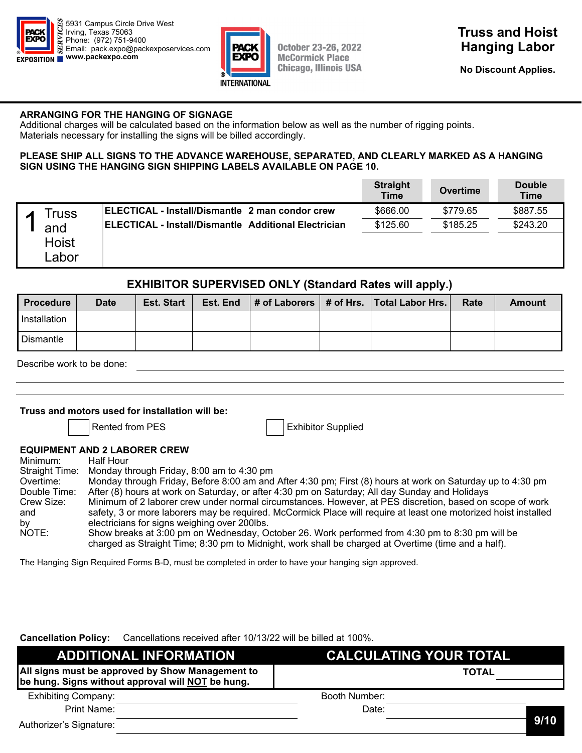5931 Campus Circle Drive West
Irving, Texas 75063
Phone: (972) 751-9400
Email: pack.expo@packexposervices.com
www.packexpo.com

October 23-26, 2022
McCormick Place
Chicago, Illinois USA

# Truss and Hoist Hanging Labor

**No Discount Applies.**

**ARRANGING FOR THE HANGING OF SIGNAGE**
Additional charges will be calculated based on the information below as well as the number of rigging points.
Materials necessary for installing the signs will be billed accordingly.

**PLEASE SHIP ALL SIGNS TO THE ADVANCE WAREHOUSE, SEPARATED, AND CLEARLY MARKED AS A HANGING SIGN USING THE HANGING SIGN SHIPPING LABELS AVAILABLE ON PAGE 10.**

| | | | Straight Time | Overtime | Double Time |
|---|---|---|---|---|---|
| 1 Truss and Hoist Labor | **ELECTICAL - Install/Dismantle** | **2 man condor crew** | $666.00 | $779.65 | $887.55 |
| | **ELECTICAL - Install/Dismantle** | **Additional Electrician** | $125.60 | $185.25 | $243.20 |

## EXHIBITOR SUPERVISED ONLY (Standard Rates will apply.)

| Procedure | Date | Est. Start | Est. End | # of Laborers | # of Hrs. | Total Labor Hrs. | Rate | Amount |
|---|---|---|---|---|---|---|---|---|
| Installation | | | | | | | | |
| Dismantle | | | | | | | | |

Describe work to be done: ______________________________

**Truss and motors used for installation will be:**

☐ Rented from PES ☐ Exhibitor Supplied

**EQUIPMENT AND 2 LABORER CREW**

Minimum: Half Hour
Straight Time: Monday through Friday, 8:00 am to 4:30 pm
Overtime: Monday through Friday, Before 8:00 am and After 4:30 pm; First (8) hours at work on Saturday up to 4:30 pm
Double Time: After (8) hours at work on Saturday, or after 4:30 pm on Saturday; All day Sunday and Holidays
Crew Size: Minimum of 2 laborer crew under normal circumstances. However, at PES discretion, based on scope of work and safety, 3 or more laborers may be required. McCormick Place will require at least one motorized hoist installed by electricians for signs weighing over 200lbs.
NOTE: Show breaks at 3:00 pm on Wednesday, October 26. Work performed from 4:30 pm to 8:30 pm will be charged as Straight Time; 8:30 pm to Midnight, work shall be charged at Overtime (time and a half).

The Hanging Sign Required Forms B-D, must be completed in order to have your hanging sign approved.

**Cancellation Policy:** Cancellations received after 10/13/22 will be billed at 100%.

| ADDITIONAL INFORMATION | CALCULATING YOUR TOTAL |
|---|---|
| **All signs must be approved by Show Management to be hung. Signs without approval will NOT be hung.** | **TOTAL** ________ |

Exhibiting Company: ______________________ Booth Number: ______________________
Print Name: ______________________ Date: ______________________
Authorizer's Signature: ______________________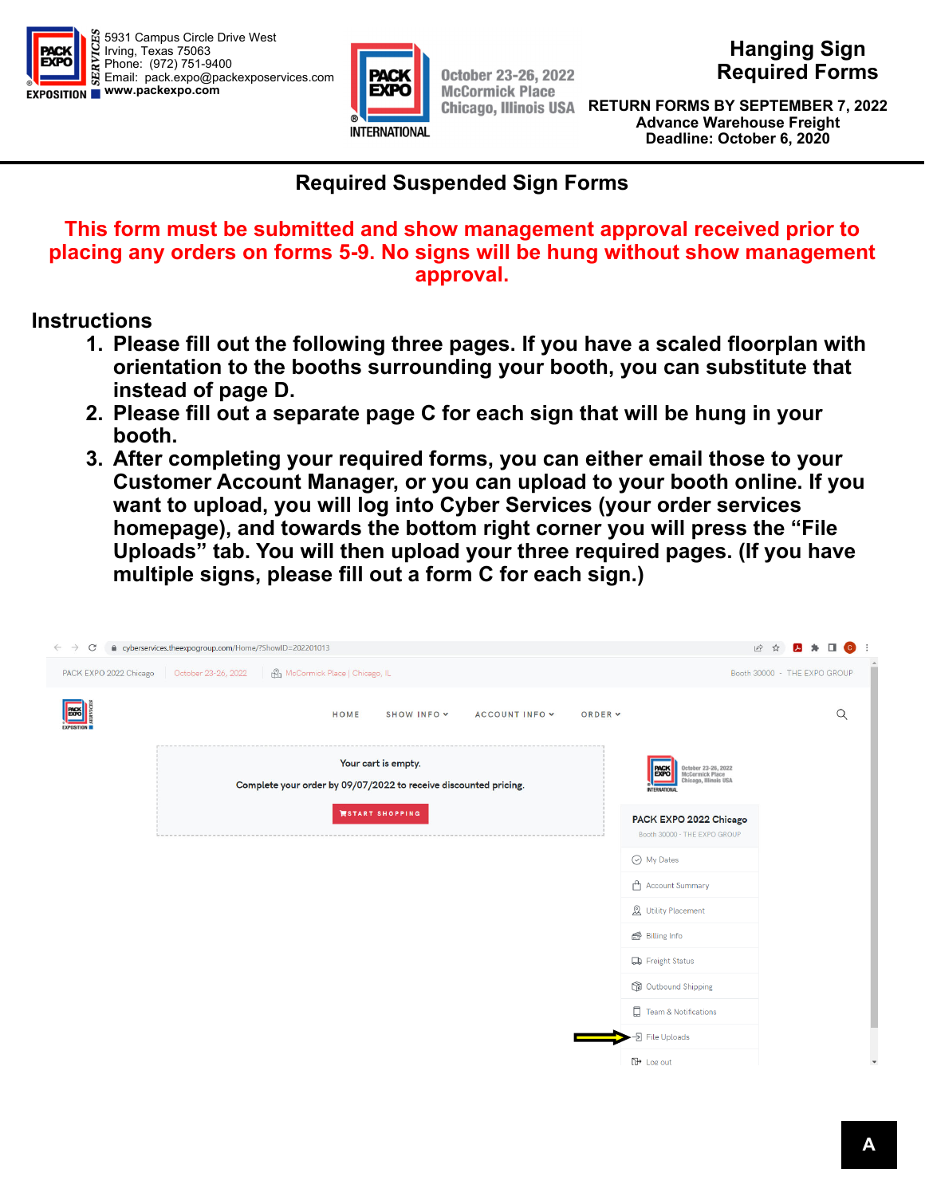5931 Campus Circle Drive West
Irving, Texas 75063
Phone: (972) 751-9400
Email: pack.expo@packexposervices.com
www.packexpo.com

October 23-26, 2022
McCormick Place
Chicago, Illinois USA

# Hanging Sign Required Forms

**RETURN FORMS BY SEPTEMBER 7, 2022**
**Advance Warehouse Freight Deadline: October 6, 2020**

## Required Suspended Sign Forms

**This form must be submitted and show management approval received prior to placing any orders on forms 5-9. No signs will be hung without show management approval.**

### Instructions

1. **Please fill out the following three pages. If you have a scaled floorplan with orientation to the booths surrounding your booth, you can substitute that instead of page D.**
2. **Please fill out a separate page C for each sign that will be hung in your booth.**
3. **After completing your required forms, you can either email those to your Customer Account Manager, or you can upload to your booth online. If you want to upload, you will log into Cyber Services (your order services homepage), and towards the bottom right corner you will press the "File Uploads" tab. You will then upload your three required pages. (If you have multiple signs, please fill out a form C for each sign.)**

cyberservices.theexpogroup.com/Home/?ShowID=202201013

PACK EXPO 2022 Chicago | October 23-26, 2022 | McCormick Place | Chicago, IL | Booth 30000 - THE EXPO GROUP

HOME | SHOW INFO | ACCOUNT INFO | ORDER

Your cart is empty.

Complete your order by 09/07/2022 to receive discounted pricing.

START SHOPPING

PACK EXPO 2022 Chicago
Booth 30000 - THE EXPO GROUP

- My Dates
- Account Summary
- Utility Placement
- Billing Info
- Freight Status
- Outbound Shipping
- Team & Notifications
- File Uploads
- Log out

A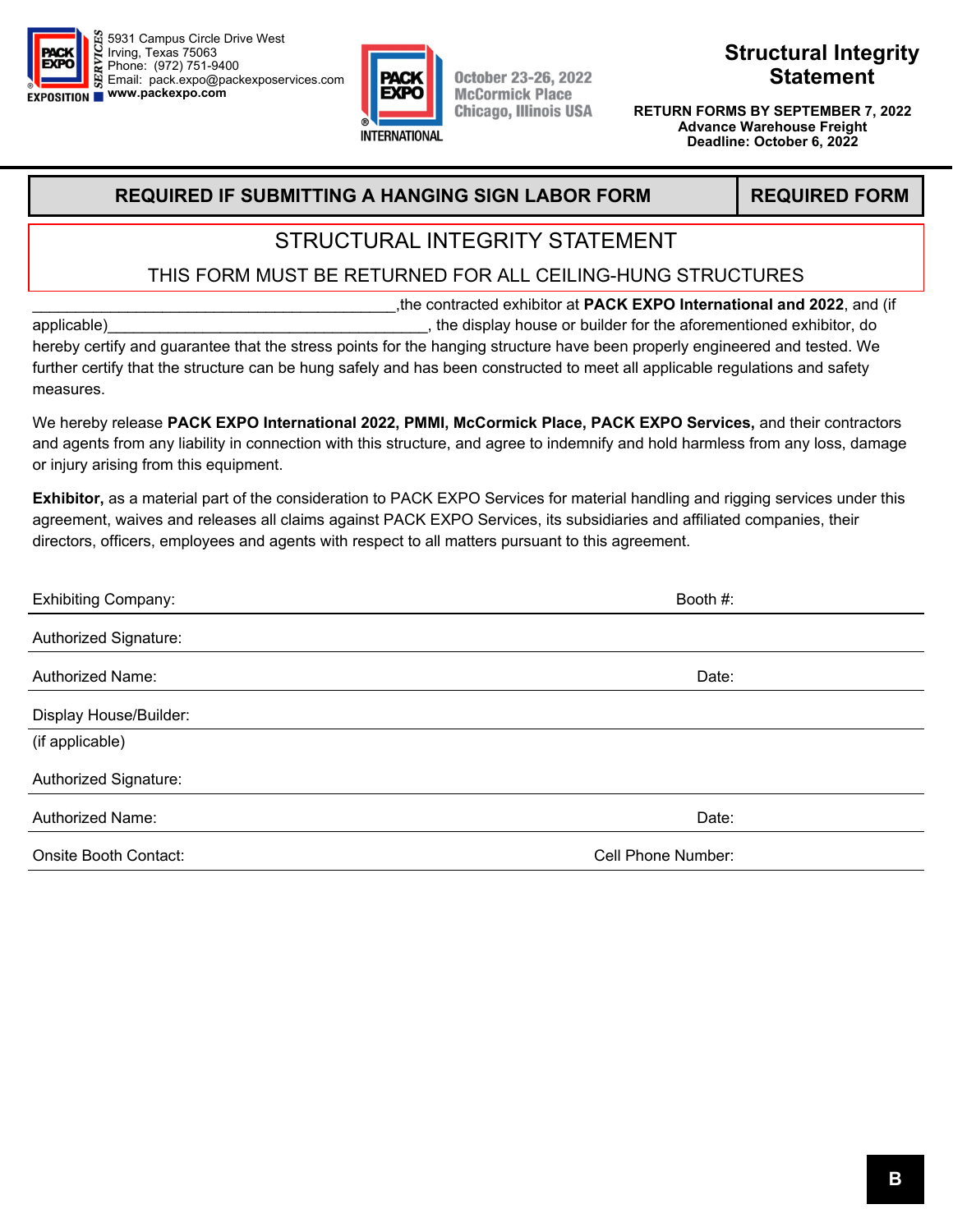5931 Campus Circle Drive West
Irving, Texas 75063
Phone: (972) 751-9400
Email: pack.expo@packexposervices.com
**www.packexpo.com**

October 23-26, 2022
McCormick Place
Chicago, Illinois USA

# Structural Integrity Statement

**RETURN FORMS BY SEPTEMBER 7, 2022**
**Advance Warehouse Freight Deadline: October 6, 2022**

| **REQUIRED IF SUBMITTING A HANGING SIGN LABOR FORM** | **REQUIRED FORM** |
| --- | --- |

## STRUCTURAL INTEGRITY STATEMENT

THIS FORM MUST BE RETURNED FOR ALL CEILING-HUNG STRUCTURES

____________________________________________,the contracted exhibitor at **PACK EXPO International and 2022**, and (if applicable)______________________________________, the display house or builder for the aforementioned exhibitor, do hereby certify and guarantee that the stress points for the hanging structure have been properly engineered and tested. We further certify that the structure can be hung safely and has been constructed to meet all applicable regulations and safety measures.

We hereby release **PACK EXPO International 2022, PMMI, McCormick Place, PACK EXPO Services,** and their contractors and agents from any liability in connection with this structure, and agree to indemnify and hold harmless from any loss, damage or injury arising from this equipment.

**Exhibitor,** as a material part of the consideration to PACK EXPO Services for material handling and rigging services under this agreement, waives and releases all claims against PACK EXPO Services, its subsidiaries and affiliated companies, their directors, officers, employees and agents with respect to all matters pursuant to this agreement.

Exhibiting Company: ______________________________ Booth #: __________

Authorized Signature: ______________________________

Authorized Name: ______________________________ Date: __________

Display House/Builder: ______________________________
(if applicable)

Authorized Signature: ______________________________

Authorized Name: ______________________________ Date: __________

Onsite Booth Contact: ______________________________ Cell Phone Number: __________

**B**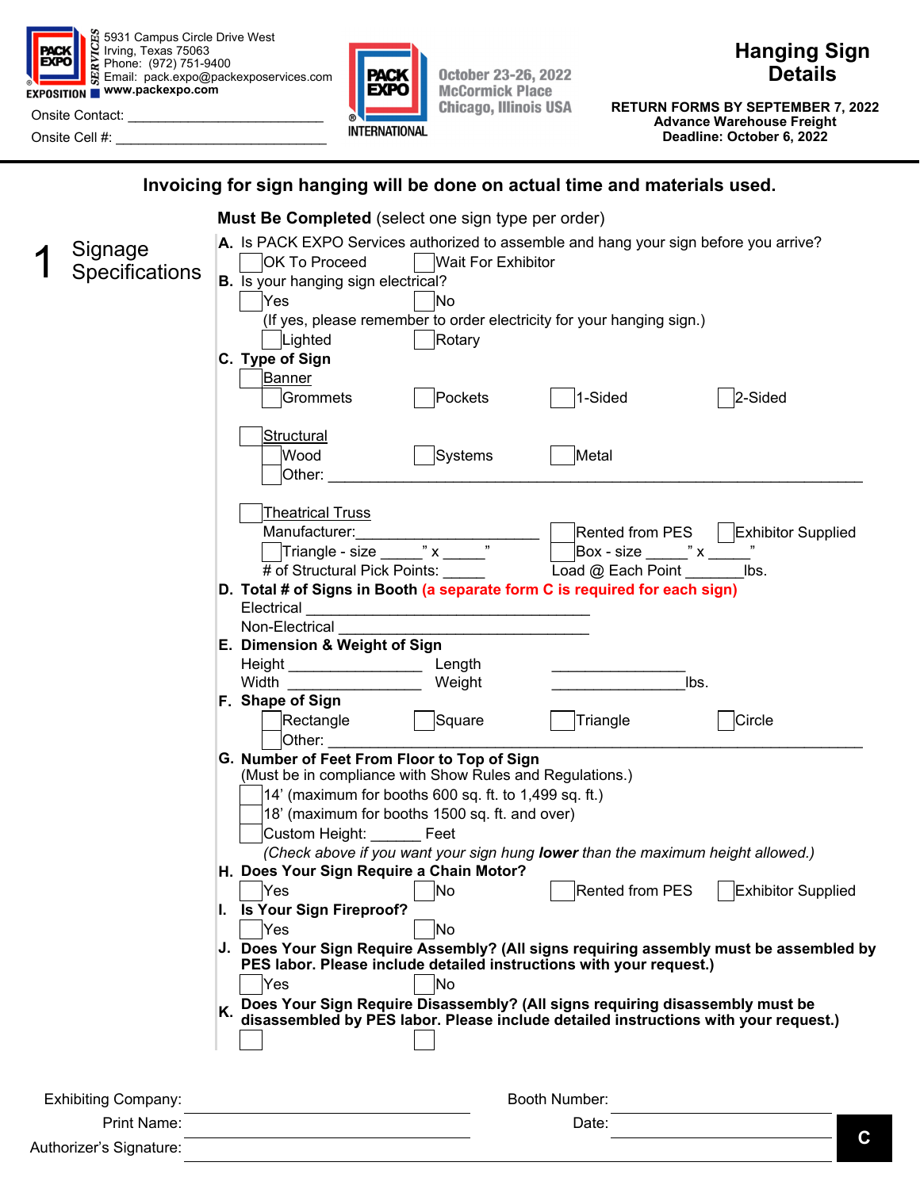5931 Campus Circle Drive West
Irving, Texas 75063
Phone: (972) 751-9400
Email: pack.expo@packexposervices.com
www.packexpo.com

Onsite Contact: ___________________________

Onsite Cell #: _____________________________

October 23-26, 2022
McCormick Place
Chicago, Illinois USA

# Hanging Sign Details

**RETURN FORMS BY SEPTEMBER 7, 2022**
**Advance Warehouse Freight**
**Deadline: October 6, 2022**

**Invoicing for sign hanging will be done on actual time and materials used.**

## 1 Signage Specifications

**Must Be Completed** (select one sign type per order)

**A.** Is PACK EXPO Services authorized to assemble and hang your sign before you arrive?
- ☐ OK To Proceed ☐ Wait For Exhibitor

**B.** Is your hanging sign electrical?
- ☐ Yes ☐ No
- (If yes, please remember to order electricity for your hanging sign.)
- ☐ Lighted ☐ Rotary

**C. Type of Sign**

☐ Banner
- ☐ Grommets ☐ Pockets ☐ 1-Sided ☐ 2-Sided

☐ Structural
- ☐ Wood ☐ Systems ☐ Metal
- ☐ Other: ___________________________________________

☐ Theatrical Truss
- Manufacturer: ______________________ ☐ Rented from PES ☐ Exhibitor Supplied
- ☐ Triangle - size _____" x _____" ☐ Box - size _____" x _____"
- # of Structural Pick Points: _____ Load @ Each Point _______lbs.

**D. Total # of Signs in Booth** **(a separate form C is required for each sign)**
- Electrical ________________________________
- Non-Electrical ____________________________

**E. Dimension & Weight of Sign**
- Height ________________ Length ________________
- Width ________________ Weight ________________lbs.

**F. Shape of Sign**
- ☐ Rectangle ☐ Square ☐ Triangle ☐ Circle
- ☐ Other: ___________________________________________

**G. Number of Feet From Floor to Top of Sign**
(Must be in compliance with Show Rules and Regulations.)
- ☐ 14' (maximum for booths 600 sq. ft. to 1,499 sq. ft.)
- ☐ 18' (maximum for booths 1500 sq. ft. and over)
- ☐ Custom Height: ______ Feet

*(Check above if you want your sign hung **lower** than the maximum height allowed.)*

**H. Does Your Sign Require a Chain Motor?**
- ☐ Yes ☐ No ☐ Rented from PES ☐ Exhibitor Supplied

**I. Is Your Sign Fireproof?**
- ☐ Yes ☐ No

**J. Does Your Sign Require Assembly? (All signs requiring assembly must be assembled by PES labor. Please include detailed instructions with your request.)**
- ☐ Yes ☐ No

**K. Does Your Sign Require Disassembly? (All signs requiring disassembly must be disassembled by PES labor. Please include detailed instructions with your request.)**
- ☐ ☐

Exhibiting Company: ______________________________ Booth Number: ______________________

Print Name: ______________________________ Date: ______________________

Authorizer's Signature: ______________________________

**C**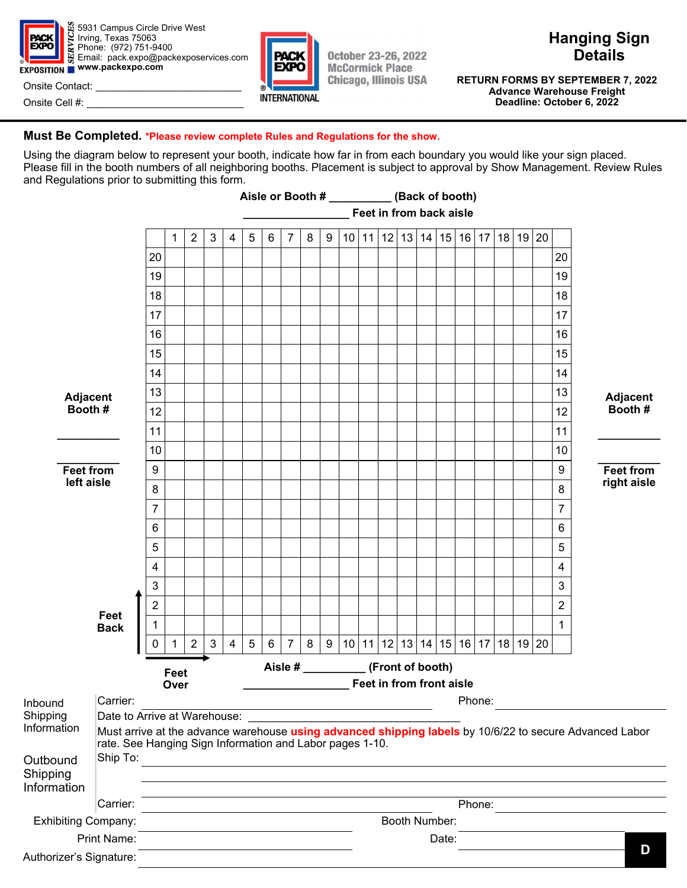5931 Campus Circle Drive West
Irving, Texas 75063
Phone: (972) 751-9400
Email: pack.expo@packexposervices.com
**www.packexpo.com**

Onsite Contact: ___________________________

Onsite Cell #: _____________________________

October 23-26, 2022
McCormick Place
Chicago, Illinois USA

# Hanging Sign Details

**RETURN FORMS BY SEPTEMBER 7, 2022**
**Advance Warehouse Freight**
**Deadline: October 6, 2022**

**Must Be Completed.** ***Please review complete Rules and Regulations for the show.**

Using the diagram below to represent your booth, indicate how far in from each boundary you would like your sign placed. Please fill in the booth numbers of all neighboring booths. Placement is subject to approval by Show Management. Review Rules and Regulations prior to submitting this form.

**Aisle or Booth # __________ (Back of booth)**

**_________________ Feet in from back aisle**

**Adjacent Booth #** __________

__________ **Feet from left aisle**

**Adjacent Booth #** __________

__________ **Feet from right aisle**

**Feet Back**

| | 1 | 2 | 3 | 4 | 5 | 6 | 7 | 8 | 9 | 10 | 11 | 12 | 13 | 14 | 15 | 16 | 17 | 18 | 19 | 20 | |
|---|---|---|---|---|---|---|---|---|---|---|---|---|---|---|---|---|---|---|---|---|---|
| 20 | | | | | | | | | | | | | | | | | | | | | 20 |
| 19 | | | | | | | | | | | | | | | | | | | | | 19 |
| 18 | | | | | | | | | | | | | | | | | | | | | 18 |
| 17 | | | | | | | | | | | | | | | | | | | | | 17 |
| 16 | | | | | | | | | | | | | | | | | | | | | 16 |
| 15 | | | | | | | | | | | | | | | | | | | | | 15 |
| 14 | | | | | | | | | | | | | | | | | | | | | 14 |
| 13 | | | | | | | | | | | | | | | | | | | | | 13 |
| 12 | | | | | | | | | | | | | | | | | | | | | 12 |
| 11 | | | | | | | | | | | | | | | | | | | | | 11 |
| 10 | | | | | | | | | | | | | | | | | | | | | 10 |
| 9 | | | | | | | | | | | | | | | | | | | | | 9 |
| 8 | | | | | | | | | | | | | | | | | | | | | 8 |
| 7 | | | | | | | | | | | | | | | | | | | | | 7 |
| 6 | | | | | | | | | | | | | | | | | | | | | 6 |
| 5 | | | | | | | | | | | | | | | | | | | | | 5 |
| 4 | | | | | | | | | | | | | | | | | | | | | 4 |
| 3 | | | | | | | | | | | | | | | | | | | | | 3 |
| 2 | | | | | | | | | | | | | | | | | | | | | 2 |
| 1 | | | | | | | | | | | | | | | | | | | | | 1 |
| 0 | 1 | 2 | 3 | 4 | 5 | 6 | 7 | 8 | 9 | 10 | 11 | 12 | 13 | 14 | 15 | 16 | 17 | 18 | 19 | 20 | |

**Feet Over**

**Aisle # __________ (Front of booth)**

**_________________ Feet in from front aisle**

**Inbound Shipping Information**

Carrier: ______________________________ Phone: ______________________

Date to Arrive at Warehouse: ______________________________

Must arrive at the advance warehouse **using advanced shipping labels** by 10/6/22 to secure Advanced Labor rate. See Hanging Sign Information and Labor pages 1-10.

**Outbound Shipping Information**

Ship To: ____________________________________________________________

Carrier: ______________________________ Phone: ______________________

Exhibiting Company: ______________________________ Booth Number: ______________________

Print Name: ______________________________ Date: ______________________

Authorizer's Signature: ______________________________

**D**